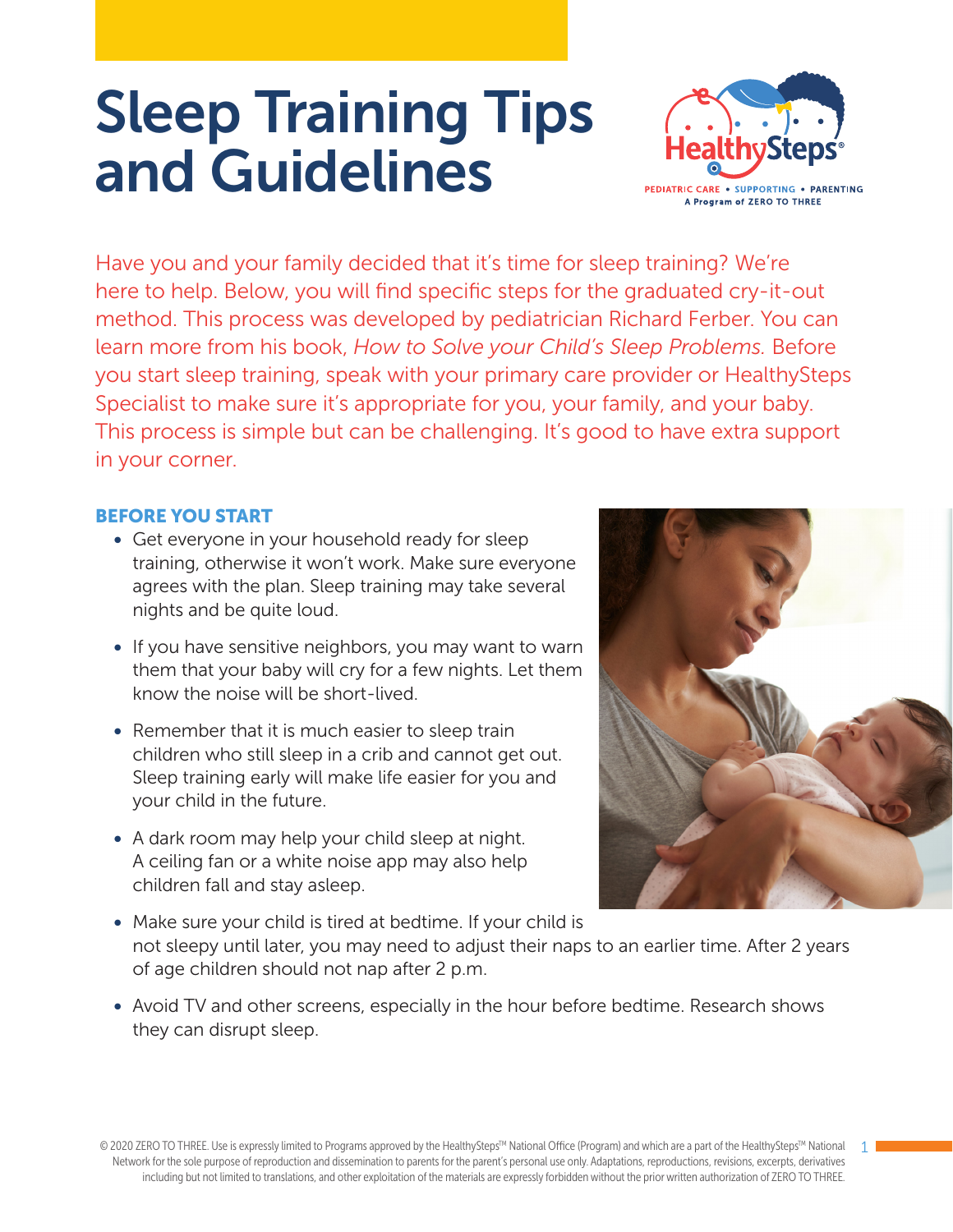# Sleep Training Tips and Guidelines

Have you and your family decided that it's time for sleep training? We're here to help. Below, you will find specific steps for the graduated cry-it-out method. This process was developed by pediatrician Richard Ferber. You can learn more from his book, *How to Solve your Child's Sleep Problems.* Before you start sleep training, speak with your primary care provider or HealthySteps Specialist to make sure it's appropriate for you, your family, and your baby. This process is simple but can be challenging. It's good to have extra support in your corner.

## BEFORE YOU START

- Get everyone in your household ready for sleep training, otherwise it won't work. Make sure everyone agrees with the plan. Sleep training may take several nights and be quite loud.
- If you have sensitive neighbors, you may want to warn them that your baby will cry for a few nights. Let them know the noise will be short-lived.
- Remember that it is much easier to sleep train children who still sleep in a crib and cannot get out. Sleep training early will make life easier for you and your child in the future.
- A dark room may help your child sleep at night. A ceiling fan or a white noise app may also help children fall and stay asleep.
- Make sure your child is tired at bedtime. If your child is not sleepy until later, you may need to adjust their naps to an earlier time. After 2 years of age children should not nap after 2 p.m.
- Avoid TV and other screens, especially in the hour before bedtime. Research shows they can disrupt sleep.

© 2020 ZERO TO THREE. Use is expressly limited to Programs approved by the HealthySteps™ National Office (Program) and which are a part of the HealthySteps™ National Network for the sole purpose of reproduction and dissemination to parents for the parent's personal use only. Adaptations, reproductions, revisions, excerpts, derivatives including but not limited to translations, and other exploitation of the materials are expressly forbidden without the prior written authorization of ZERO TO THREE.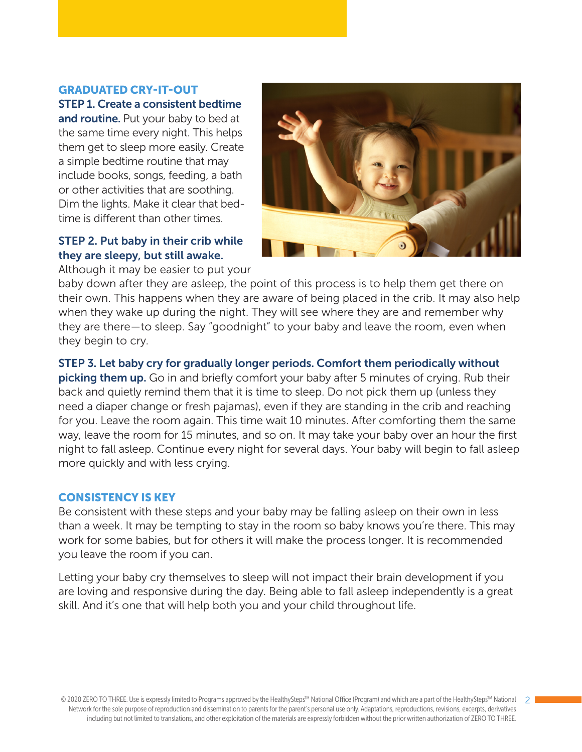## GRADUATED CRY-IT-OUT

**STEP 1. Create a consistent bedtime and routine.** Put your baby to bed at the same time every night. This helps them get to sleep more easily. Create a simple bedtime routine that may include books, songs, feeding, a bath or other activities that are soothing. Dim the lights. Make it clear that bed-time is different than other times.

**STEP 2. Put baby in their crib while they are sleepy, but still awake.** Although it may be easier to put your baby down after they are asleep, the point of this process is to help them get there on their own. This happens when they are aware of being placed in the crib. It may also help when they wake up during the night. They will see where they are and remember why they are there—to sleep. Say "goodnight" to your baby and leave the room, even when they begin to cry.

**STEP 3. Let baby cry for gradually longer periods. Comfort them periodically without picking them up.** Go in and briefly comfort your baby after 5 minutes of crying. Rub their back and quietly remind them that it is time to sleep. Do not pick them up (unless they need a diaper change or fresh pajamas), even if they are standing in the crib and reaching for you. Leave the room again. This time wait 10 minutes. After comforting them the same way, leave the room for 15 minutes, and so on. It may take your baby over an hour the first night to fall asleep. Continue every night for several days. Your baby will begin to fall asleep more quickly and with less crying.

## CONSISTENCY IS KEY

Be consistent with these steps and your baby may be falling asleep on their own in less than a week. It may be tempting to stay in the room so baby knows you're there. This may work for some babies, but for others it will make the process longer. It is recommended you leave the room if you can.

Letting your baby cry themselves to sleep will not impact their brain development if you are loving and responsive during the day. Being able to fall asleep independently is a great skill. And it's one that will help both you and your child throughout life.

© 2020 ZERO TO THREE. Use is expressly limited to Programs approved by the HealthySteps™ National Office (Program) and which are a part of the HealthySteps™ National Network for the sole purpose of reproduction and dissemination to parents for the parent's personal use only. Adaptations, reproductions, revisions, excerpts, derivatives including but not limited to translations, and other exploitation of the materials are expressly forbidden without the prior written authorization of ZERO TO THREE.